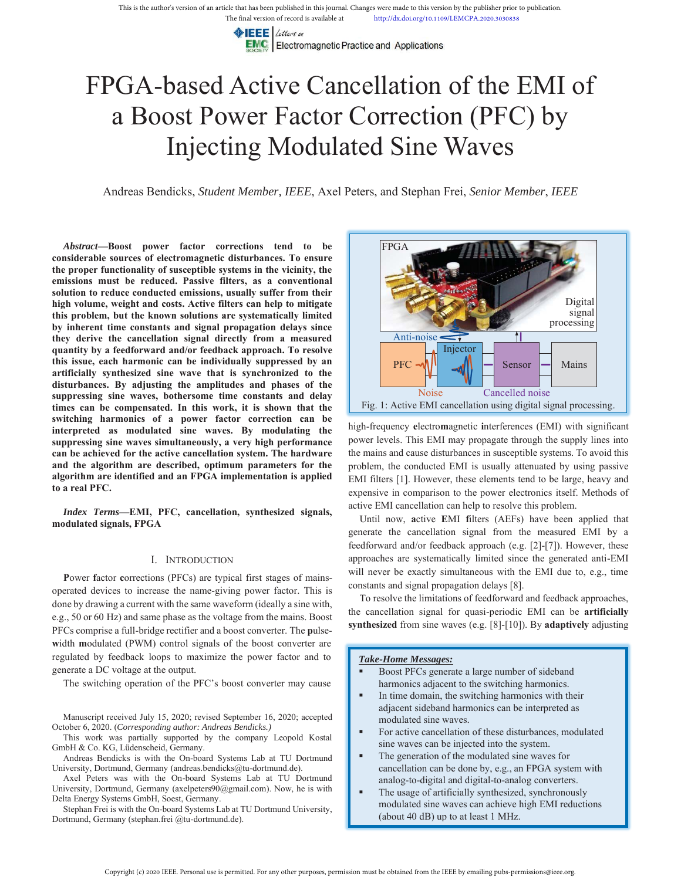This is the author's version of an article that has been published in this journal. Changes were made to this version by the publisher prior to publication.
The final version of record is available at http://dx.doi.org/10.1109/LEMCPA.2020.3030838

# FPGA-based Active Cancellation of the EMI of a Boost Power Factor Correction (PFC) by Injecting Modulated Sine Waves

Andreas Bendicks, *Student Member, IEEE*, Axel Peters, and Stephan Frei, *Senior Member*, *IEEE*

***Abstract*—Boost power factor corrections tend to be considerable sources of electromagnetic disturbances. To ensure the proper functionality of susceptible systems in the vicinity, the emissions must be reduced. Passive filters, as a conventional solution to reduce conducted emissions, usually suffer from their high volume, weight and costs. Active filters can help to mitigate this problem, but the known solutions are systematically limited by inherent time constants and signal propagation delays since they derive the cancellation signal directly from a measured quantity by a feedforward and/or feedback approach. To resolve this issue, each harmonic can be individually suppressed by an artificially synthesized sine wave that is synchronized to the disturbances. By adjusting the amplitudes and phases of the suppressing sine waves, bothersome time constants and delay times can be compensated. In this work, it is shown that the switching harmonics of a power factor correction can be interpreted as modulated sine waves. By modulating the suppressing sine waves simultaneously, a very high performance can be achieved for the active cancellation system. The hardware and the algorithm are described, optimum parameters for the algorithm are identified and an FPGA implementation is applied to a real PFC.**

***Index Terms*—EMI, PFC, cancellation, synthesized signals, modulated signals, FPGA**

## I. Introduction

**P**ower **f**actor **c**orrections (PFCs) are typical first stages of mains-operated devices to increase the name-giving power factor. This is done by drawing a current with the same waveform (ideally a sine with, e.g., 50 or 60 Hz) and same phase as the voltage from the mains. Boost PFCs comprise a full-bridge rectifier and a boost converter. The **p**ulse-**w**idth **m**odulated (PWM) control signals of the boost converter are regulated by feedback loops to maximize the power factor and to generate a DC voltage at the output.

The switching operation of the PFC's boost converter may cause high-frequency **e**lectro**m**agnetic **i**nterferences (EMI) with significant power levels. This EMI may propagate through the supply lines into the mains and cause disturbances in susceptible systems. To avoid this problem, the conducted EMI is usually attenuated by using passive EMI filters [1]. However, these elements tend to be large, heavy and expensive in comparison to the power electronics itself. Methods of active EMI cancellation can help to resolve this problem.

Until now, **a**ctive **E**MI **f**ilters (AEFs) have been applied that generate the cancellation signal from the measured EMI by a feedforward and/or feedback approach (e.g. [2]-[7]). However, these approaches are systematically limited since the generated anti-EMI will never be exactly simultaneous with the EMI due to, e.g., time constants and signal propagation delays [8].

To resolve the limitations of feedforward and feedback approaches, the cancellation signal for quasi-periodic EMI can be **artificially synthesized** from sine waves (e.g. [8]-[10]). By **adaptively** adjusting

Fig. 1: Active EMI cancellation using digital signal processing.

> ***Take-Home Messages:***
>
> - Boost PFCs generate a large number of sideband harmonics adjacent to the switching harmonics.
> - In time domain, the switching harmonics with their adjacent sideband harmonics can be interpreted as modulated sine waves.
> - For active cancellation of these disturbances, modulated sine waves can be injected into the system.
> - The generation of the modulated sine waves for cancellation can be done by, e.g., an FPGA system with analog-to-digital and digital-to-analog converters.
> - The usage of artificially synthesized, synchronously modulated sine waves can achieve high EMI reductions (about 40 dB) up to at least 1 MHz.

Manuscript received July 15, 2020; revised September 16, 2020; accepted October 6, 2020. (*Corresponding author: Andreas Bendicks.)*

This work was partially supported by the company Leopold Kostal GmbH & Co. KG, Lüdenscheid, Germany.

Andreas Bendicks is with the On-board Systems Lab at TU Dortmund University, Dortmund, Germany (andreas.bendicks@tu-dortmund.de).

Axel Peters was with the On-board Systems Lab at TU Dortmund University, Dortmund, Germany (axelpeters90@gmail.com). Now, he is with Delta Energy Systems GmbH, Soest, Germany.

Stephan Frei is with the On-board Systems Lab at TU Dortmund University, Dortmund, Germany (stephan.frei @tu-dortmund.de).

Copyright (c) 2020 IEEE. Personal use is permitted. For any other purposes, permission must be obtained from the IEEE by emailing pubs-permissions@ieee.org.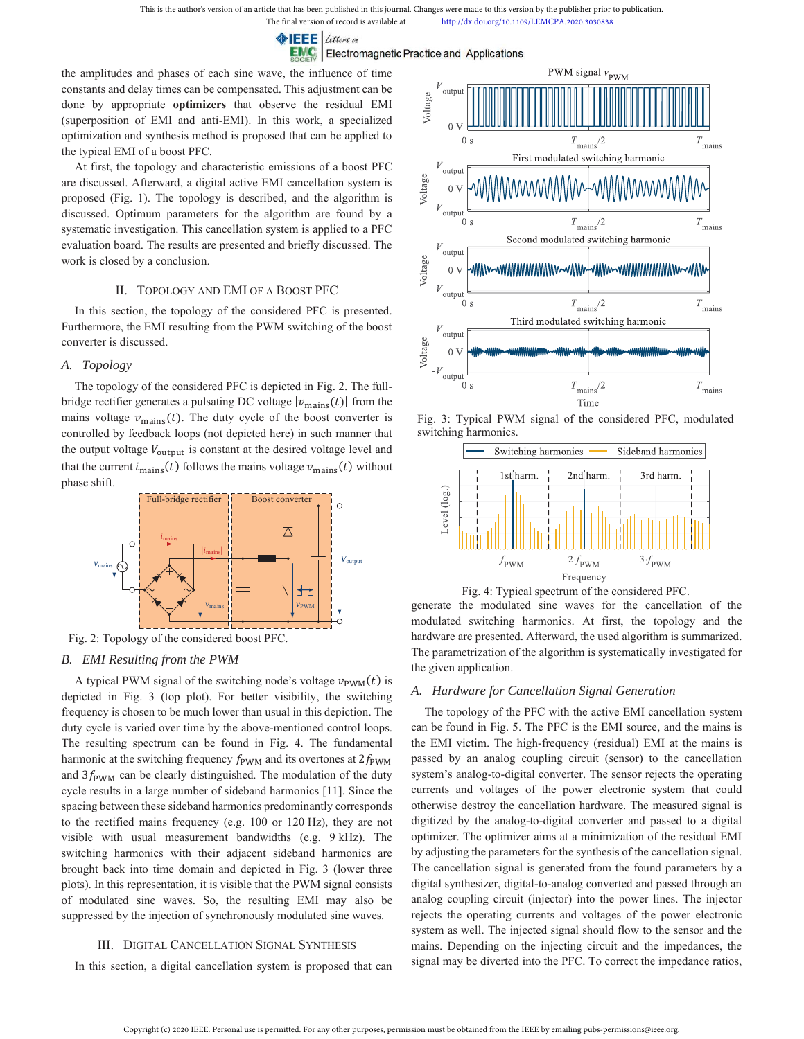the amplitudes and phases of each sine wave, the influence of time constants and delay times can be compensated. This adjustment can be done by appropriate **optimizers** that observe the residual EMI (superposition of EMI and anti-EMI). In this work, a specialized optimization and synthesis method is proposed that can be applied to the typical EMI of a boost PFC.

At first, the topology and characteristic emissions of a boost PFC are discussed. Afterward, a digital active EMI cancellation system is proposed (Fig. 1). The topology is described, and the algorithm is discussed. Optimum parameters for the algorithm are found by a systematic investigation. This cancellation system is applied to a PFC evaluation board. The results are presented and briefly discussed. The work is closed by a conclusion.

## II. Topology and EMI of a Boost PFC

In this section, the topology of the considered PFC is presented. Furthermore, the EMI resulting from the PWM switching of the boost converter is discussed.

### A. Topology

The topology of the considered PFC is depicted in Fig. 2. The full-bridge rectifier generates a pulsating DC voltage $|v_{\mathrm{mains}}(t)|$ from the mains voltage $v_{\mathrm{mains}}(t)$. The duty cycle of the boost converter is controlled by feedback loops (not depicted here) in such manner that the output voltage $V_{\mathrm{output}}$ is constant at the desired voltage level and that the current $i_{\mathrm{mains}}(t)$ follows the mains voltage $v_{\mathrm{mains}}(t)$ without phase shift.

Fig. 2: Topology of the considered boost PFC.

### B. EMI Resulting from the PWM

A typical PWM signal of the switching node's voltage $v_{\mathrm{PWM}}(t)$ is depicted in Fig. 3 (top plot). For better visibility, the switching frequency is chosen to be much lower than usual in this depiction. The duty cycle is varied over time by the above-mentioned control loops. The resulting spectrum can be found in Fig. 4. The fundamental harmonic at the switching frequency $f_{\mathrm{PWM}}$ and its overtones at $2f_{\mathrm{PWM}}$ and $3f_{\mathrm{PWM}}$ can be clearly distinguished. The modulation of the duty cycle results in a large number of sideband harmonics [11]. Since the spacing between these sideband harmonics predominantly corresponds to the rectified mains frequency (e.g. 100 or 120 Hz), they are not visible with usual measurement bandwidths (e.g. 9 kHz). The switching harmonics with their adjacent sideband harmonics are brought back into time domain and depicted in Fig. 3 (lower three plots). In this representation, it is visible that the PWM signal consists of modulated sine waves. So, the resulting EMI may also be suppressed by the injection of synchronously modulated sine waves.

Fig. 3: Typical PWM signal of the considered PFC, modulated switching harmonics.

Fig. 4: Typical spectrum of the considered PFC.

## III. Digital Cancellation Signal Synthesis

In this section, a digital cancellation system is proposed that can generate the modulated sine waves for the cancellation of the modulated switching harmonics. At first, the topology and the hardware are presented. Afterward, the used algorithm is summarized. The parametrization of the algorithm is systematically investigated for the given application.

### A. Hardware for Cancellation Signal Generation

The topology of the PFC with the active EMI cancellation system can be found in Fig. 5. The PFC is the EMI source, and the mains is the EMI victim. The high-frequency (residual) EMI at the mains is passed by an analog coupling circuit (sensor) to the cancellation system's analog-to-digital converter. The sensor rejects the operating currents and voltages of the power electronic system that could otherwise destroy the cancellation hardware. The measured signal is digitized by the analog-to-digital converter and passed to a digital optimizer. The optimizer aims at a minimization of the residual EMI by adjusting the parameters for the synthesis of the cancellation signal. The cancellation signal is generated from the found parameters by a digital synthesizer, digital-to-analog converted and passed through an analog coupling circuit (injector) into the power lines. The injector rejects the operating currents and voltages of the power electronic system as well. The injected signal should flow to the sensor and the mains. Depending on the injecting circuit and the impedances, the signal may be diverted into the PFC. To correct the impedance ratios,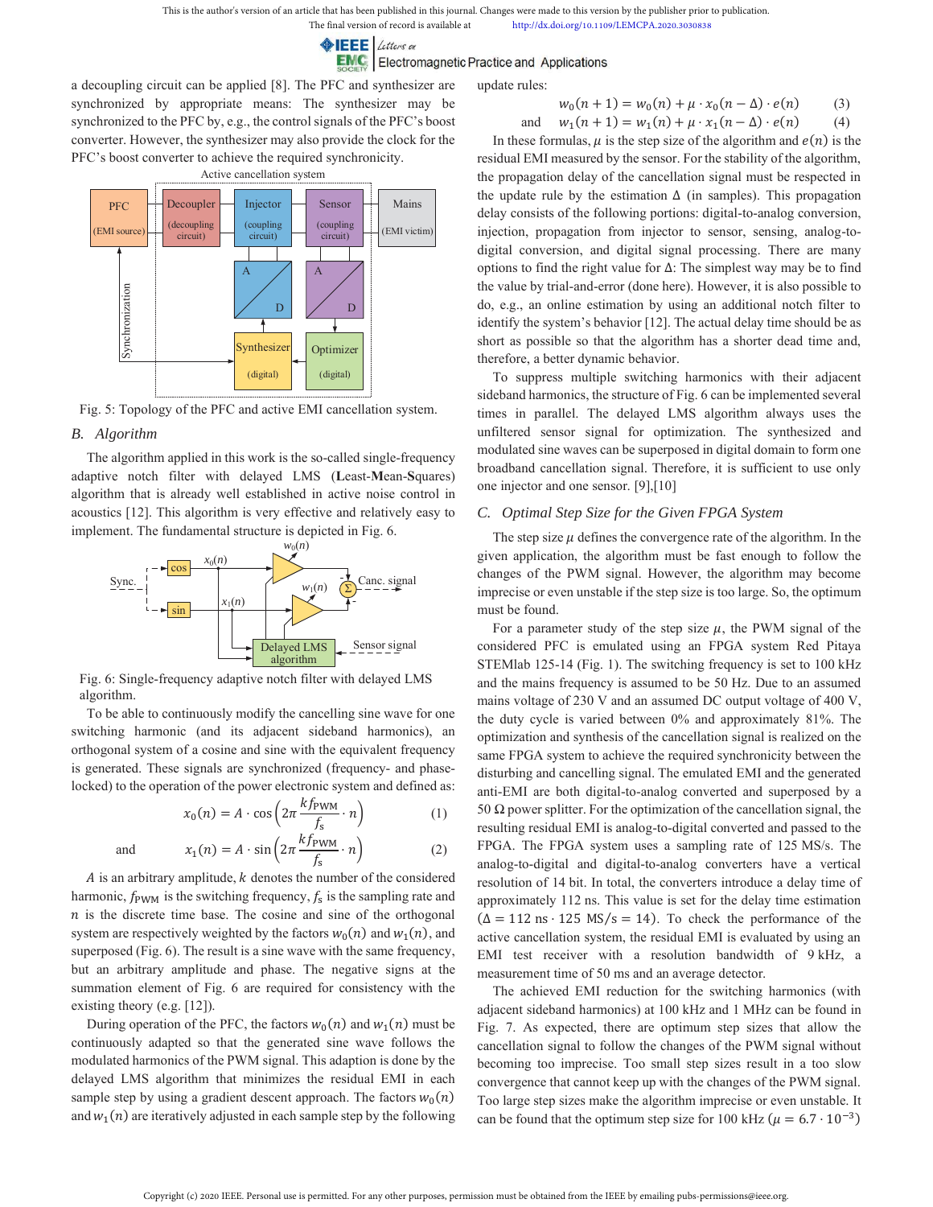a decoupling circuit can be applied [8]. The PFC and synthesizer are synchronized by appropriate means: The synthesizer may be synchronized to the PFC by, e.g., the control signals of the PFC's boost converter. However, the synthesizer may also provide the clock for the PFC's boost converter to achieve the required synchronicity.

Fig. 5: Topology of the PFC and active EMI cancellation system.

## B. Algorithm

The algorithm applied in this work is the so-called single-frequency adaptive notch filter with delayed LMS (**L**east-**M**ean-**S**quares) algorithm that is already well established in active noise control in acoustics [12]. This algorithm is very effective and relatively easy to implement. The fundamental structure is depicted in Fig. 6.

Fig. 6: Single-frequency adaptive notch filter with delayed LMS algorithm.

To be able to continuously modify the cancelling sine wave for one switching harmonic (and its adjacent sideband harmonics), an orthogonal system of a cosine and sine with the equivalent frequency is generated. These signals are synchronized (frequency- and phase-locked) to the operation of the power electronic system and defined as:

$$x_0(n) = A \cdot \cos\left(2\pi \frac{k f_{\mathrm{PWM}}}{f_{\mathrm{s}}} \cdot n\right) \tag{1}$$

and

$$x_1(n) = A \cdot \sin\left(2\pi \frac{k f_{\mathrm{PWM}}}{f_{\mathrm{s}}} \cdot n\right) \tag{2}$$

$A$ is an arbitrary amplitude, $k$ denotes the number of the considered harmonic, $f_{\mathrm{PWM}}$ is the switching frequency, $f_{\mathrm{s}}$ is the sampling rate and $n$ is the discrete time base. The cosine and sine of the orthogonal system are respectively weighted by the factors $w_0(n)$ and $w_1(n)$, and superposed (Fig. 6). The result is a sine wave with the same frequency, but an arbitrary amplitude and phase. The negative signs at the summation element of Fig. 6 are required for consistency with the existing theory (e.g. [12]).

During operation of the PFC, the factors $w_0(n)$ and $w_1(n)$ must be continuously adapted so that the generated sine wave follows the modulated harmonics of the PWM signal. This adaption is done by the delayed LMS algorithm that minimizes the residual EMI in each sample step by using a gradient descent approach. The factors $w_0(n)$ and $w_1(n)$ are iteratively adjusted in each sample step by the following update rules:

$$w_0(n+1) = w_0(n) + \mu \cdot x_0(n-\Delta) \cdot e(n) \tag{3}$$

and

$$w_1(n+1) = w_1(n) + \mu \cdot x_1(n-\Delta) \cdot e(n) \tag{4}$$

In these formulas, $\mu$ is the step size of the algorithm and $e(n)$ is the residual EMI measured by the sensor. For the stability of the algorithm, the propagation delay of the cancellation signal must be respected in the update rule by the estimation $\Delta$ (in samples). This propagation delay consists of the following portions: digital-to-analog conversion, injection, propagation from injector to sensor, sensing, analog-to-digital conversion, and digital signal processing. There are many options to find the right value for $\Delta$: The simplest way may be to find the value by trial-and-error (done here). However, it is also possible to do, e.g., an online estimation by using an additional notch filter to identify the system's behavior [12]. The actual delay time should be as short as possible so that the algorithm has a shorter dead time and, therefore, a better dynamic behavior.

To suppress multiple switching harmonics with their adjacent sideband harmonics, the structure of Fig. 6 can be implemented several times in parallel. The delayed LMS algorithm always uses the unfiltered sensor signal for optimization. The synthesized and modulated sine waves can be superposed in digital domain to form one broadband cancellation signal. Therefore, it is sufficient to use only one injector and one sensor. [9],[10]

## C. Optimal Step Size for the Given FPGA System

The step size $\mu$ defines the convergence rate of the algorithm. In the given application, the algorithm must be fast enough to follow the changes of the PWM signal. However, the algorithm may become imprecise or even unstable if the step size is too large. So, the optimum must be found.

For a parameter study of the step size $\mu$, the PWM signal of the considered PFC is emulated using an FPGA system Red Pitaya STEMlab 125-14 (Fig. 1). The switching frequency is set to 100 kHz and the mains frequency is assumed to be 50 Hz. Due to an assumed mains voltage of 230 V and an assumed DC output voltage of 400 V, the duty cycle is varied between 0% and approximately 81%. The optimization and synthesis of the cancellation signal is realized on the same FPGA system to achieve the required synchronicity between the disturbing and cancelling signal. The emulated EMI and the generated anti-EMI are both digital-to-analog converted and superposed by a 50 Ω power splitter. For the optimization of the cancellation signal, the resulting residual EMI is analog-to-digital converted and passed to the FPGA. The FPGA system uses a sampling rate of 125 MS/s. The analog-to-digital and digital-to-analog converters have a vertical resolution of 14 bit. In total, the converters introduce a delay time of approximately 112 ns. This value is set for the delay time estimation ($\Delta = 112\ \mathrm{ns} \cdot 125\ \mathrm{MS/s} = 14$). To check the performance of the active cancellation system, the residual EMI is evaluated by using an EMI test receiver with a resolution bandwidth of 9 kHz, a measurement time of 50 ms and an average detector.

The achieved EMI reduction for the switching harmonics (with adjacent sideband harmonics) at 100 kHz and 1 MHz can be found in Fig. 7. As expected, there are optimum step sizes that allow the cancellation signal to follow the changes of the PWM signal without becoming too imprecise. Too small step sizes result in a too slow convergence that cannot keep up with the changes of the PWM signal. Too large step sizes make the algorithm imprecise or even unstable. It can be found that the optimum step size for 100 kHz ($\mu = 6.7 \cdot 10^{-3}$)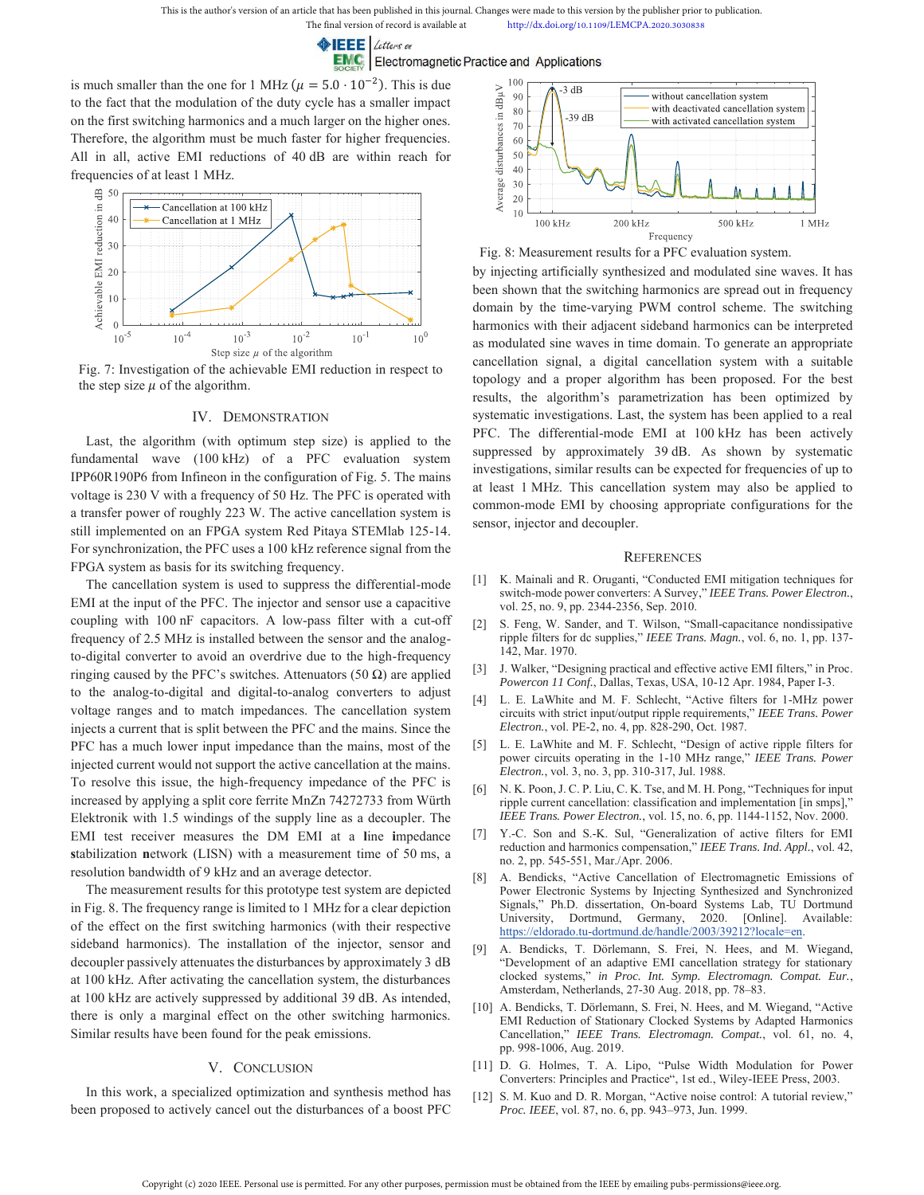is much smaller than the one for 1 MHz ($\mu = 5.0 \cdot 10^{-2}$). This is due to the fact that the modulation of the duty cycle has a smaller impact on the first switching harmonics and a much larger on the higher ones. Therefore, the algorithm must be much faster for higher frequencies. All in all, active EMI reductions of 40 dB are within reach for frequencies of at least 1 MHz.

Achievable EMI reduction in dB
Cancellation at 100 kHz
Cancellation at 1 MHz
Step size $\mu$ of the algorithm

Fig. 7: Investigation of the achievable EMI reduction in respect to the step size $\mu$ of the algorithm.

## IV. Demonstration

Last, the algorithm (with optimum step size) is applied to the fundamental wave (100 kHz) of a PFC evaluation system IPP60R190P6 from Infineon in the configuration of Fig. 5. The mains voltage is 230 V with a frequency of 50 Hz. The PFC is operated with a transfer power of roughly 223 W. The active cancellation system is still implemented on an FPGA system Red Pitaya STEMlab 125-14. For synchronization, the PFC uses a 100 kHz reference signal from the FPGA system as basis for its switching frequency.

The cancellation system is used to suppress the differential-mode EMI at the input of the PFC. The injector and sensor use a capacitive coupling with 100 nF capacitors. A low-pass filter with a cut-off frequency of 2.5 MHz is installed between the sensor and the analog-to-digital converter to avoid an overdrive due to the high-frequency ringing caused by the PFC's switches. Attenuators (50 Ω) are applied to the analog-to-digital and digital-to-analog converters to adjust voltage ranges and to match impedances. The cancellation system injects a current that is split between the PFC and the mains. Since the PFC has a much lower input impedance than the mains, most of the injected current would not support the active cancellation at the mains. To resolve this issue, the high-frequency impedance of the PFC is increased by applying a split core ferrite MnZn 74272733 from Würth Elektronik with 1.5 windings of the supply line as a decoupler. The EMI test receiver measures the DM EMI at a **l**ine **i**mpedance **s**tabilization **n**etwork (LISN) with a measurement time of 50 ms, a resolution bandwidth of 9 kHz and an average detector.

The measurement results for this prototype test system are depicted in Fig. 8. The frequency range is limited to 1 MHz for a clear depiction of the effect on the first switching harmonics (with their respective sideband harmonics). The installation of the injector, sensor and decoupler passively attenuates the disturbances by approximately 3 dB at 100 kHz. After activating the cancellation system, the disturbances at 100 kHz are actively suppressed by additional 39 dB. As intended, there is only a marginal effect on the other switching harmonics. Similar results have been found for the peak emissions.

## V. Conclusion

In this work, a specialized optimization and synthesis method has been proposed to actively cancel out the disturbances of a boost PFC by injecting artificially synthesized and modulated sine waves. It has been shown that the switching harmonics are spread out in frequency domain by the time-varying PWM control scheme. The switching harmonics with their adjacent sideband harmonics can be interpreted as modulated sine waves in time domain. To generate an appropriate cancellation signal, a digital cancellation system with a suitable topology and a proper algorithm has been proposed. For the best results, the algorithm's parametrization has been optimized by systematic investigations. Last, the system has been applied to a real PFC. The differential-mode EMI at 100 kHz has been actively suppressed by approximately 39 dB. As shown by systematic investigations, similar results can be expected for frequencies of up to at least 1 MHz. This cancellation system may also be applied to common-mode EMI by choosing appropriate configurations for the sensor, injector and decoupler.

Average disturbances in dBµV
-3 dB
-39 dB
without cancellation system
with deactivated cancellation system
with activated cancellation system
Frequency

Fig. 8: Measurement results for a PFC evaluation system.

## References

[1] K. Mainali and R. Oruganti, "Conducted EMI mitigation techniques for switch-mode power converters: A Survey," *IEEE Trans. Power Electron.*, vol. 25, no. 9, pp. 2344-2356, Sep. 2010.

[2] S. Feng, W. Sander, and T. Wilson, "Small-capacitance nondissipative ripple filters for dc supplies," *IEEE Trans. Magn.*, vol. 6, no. 1, pp. 137-142, Mar. 1970.

[3] J. Walker, "Designing practical and effective active EMI filters," in Proc. *Powercon 11 Conf.*, Dallas, Texas, USA, 10-12 Apr. 1984, Paper I-3.

[4] L. E. LaWhite and M. F. Schlecht, "Active filters for 1-MHz power circuits with strict input/output ripple requirements," *IEEE Trans. Power Electron.*, vol. PE-2, no. 4, pp. 828-290, Oct. 1987.

[5] L. E. LaWhite and M. F. Schlecht, "Design of active ripple filters for power circuits operating in the 1-10 MHz range," *IEEE Trans. Power Electron.*, vol. 3, no. 3, pp. 310-317, Jul. 1988.

[6] N. K. Poon, J. C. P. Liu, C. K. Tse, and M. H. Pong, "Techniques for input ripple current cancellation: classification and implementation [in smps]," *IEEE Trans. Power Electron.*, vol. 15, no. 6, pp. 1144-1152, Nov. 2000.

[7] Y.-C. Son and S.-K. Sul, "Generalization of active filters for EMI reduction and harmonics compensation," *IEEE Trans. Ind. Appl.*, vol. 42, no. 2, pp. 545-551, Mar./Apr. 2006.

[8] A. Bendicks, "Active Cancellation of Electromagnetic Emissions of Power Electronic Systems by Injecting Synthesized and Synchronized Signals," Ph.D. dissertation, On-board Systems Lab, TU Dortmund University, Dortmund, Germany, 2020. [Online]. Available: https://eldorado.tu-dortmund.de/handle/2003/39212?locale=en.

[9] A. Bendicks, T. Dörlemann, S. Frei, N. Hees, and M. Wiegand, "Development of an adaptive EMI cancellation strategy for stationary clocked systems," *in Proc. Int. Symp. Electromagn. Compat. Eur.*, Amsterdam, Netherlands, 27-30 Aug. 2018, pp. 78–83.

[10] A. Bendicks, T. Dörlemann, S. Frei, N. Hees, and M. Wiegand, "Active EMI Reduction of Stationary Clocked Systems by Adapted Harmonics Cancellation," *IEEE Trans. Electromagn. Compat.*, vol. 61, no. 4, pp. 998-1006, Aug. 2019.

[11] D. G. Holmes, T. A. Lipo, "Pulse Width Modulation for Power Converters: Principles and Practice", 1st ed., Wiley-IEEE Press, 2003.

[12] S. M. Kuo and D. R. Morgan, "Active noise control: A tutorial review," *Proc. IEEE*, vol. 87, no. 6, pp. 943–973, Jun. 1999.